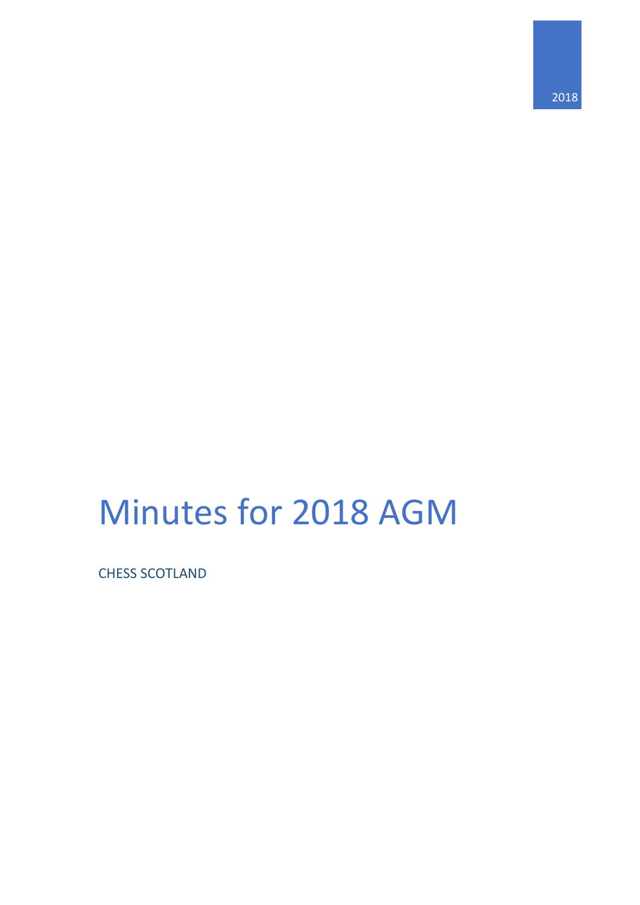2018

# Minutes for 2018 AGM

CHESS SCOTLAND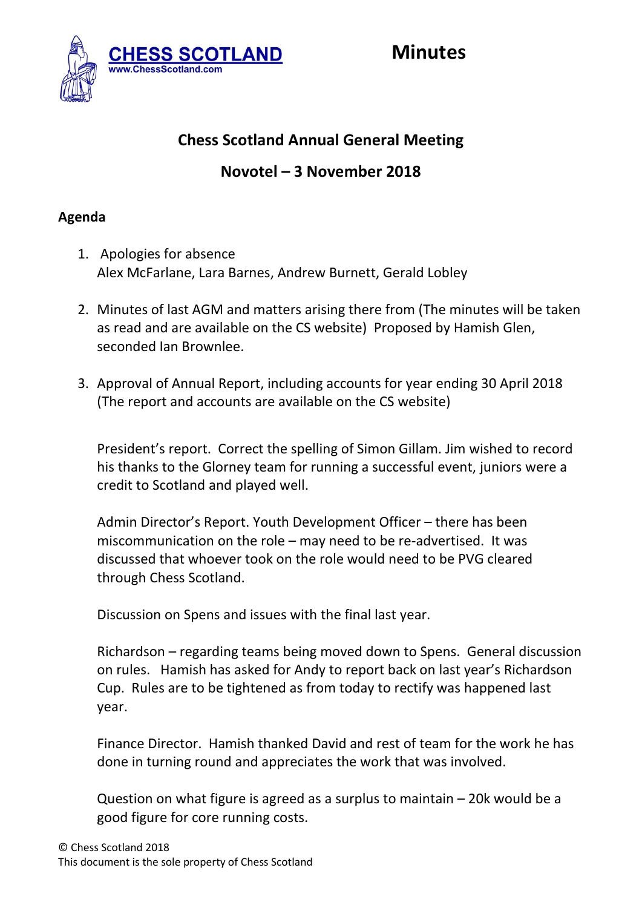**CHESS SCOTLAND**
www.ChessScotland.com

# Minutes

## Chess Scotland Annual General Meeting

## Novotel – 3 November 2018

**Agenda**

1. Apologies for absence
   Alex McFarlane, Lara Barnes, Andrew Burnett, Gerald Lobley

2. Minutes of last AGM and matters arising there from (The minutes will be taken as read and are available on the CS website) Proposed by Hamish Glen, seconded Ian Brownlee.

3. Approval of Annual Report, including accounts for year ending 30 April 2018 (The report and accounts are available on the CS website)

   President's report. Correct the spelling of Simon Gillam. Jim wished to record his thanks to the Glorney team for running a successful event, juniors were a credit to Scotland and played well.

   Admin Director's Report. Youth Development Officer – there has been miscommunication on the role – may need to be re-advertised. It was discussed that whoever took on the role would need to be PVG cleared through Chess Scotland.

   Discussion on Spens and issues with the final last year.

   Richardson – regarding teams being moved down to Spens. General discussion on rules. Hamish has asked for Andy to report back on last year's Richardson Cup. Rules are to be tightened as from today to rectify was happened last year.

   Finance Director. Hamish thanked David and rest of team for the work he has done in turning round and appreciates the work that was involved.

   Question on what figure is agreed as a surplus to maintain – 20k would be a good figure for core running costs.

© Chess Scotland 2018
This document is the sole property of Chess Scotland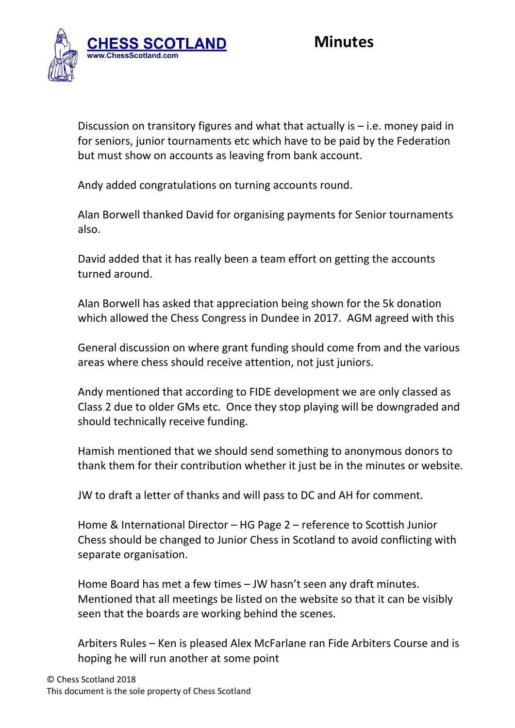Discussion on transitory figures and what that actually is – i.e. money paid in for seniors, junior tournaments etc which have to be paid by the Federation but must show on accounts as leaving from bank account.

Andy added congratulations on turning accounts round.

Alan Borwell thanked David for organising payments for Senior tournaments also.

David added that it has really been a team effort on getting the accounts turned around.

Alan Borwell has asked that appreciation being shown for the 5k donation which allowed the Chess Congress in Dundee in 2017. AGM agreed with this

General discussion on where grant funding should come from and the various areas where chess should receive attention, not just juniors.

Andy mentioned that according to FIDE development we are only classed as Class 2 due to older GMs etc. Once they stop playing will be downgraded and should technically receive funding.

Hamish mentioned that we should send something to anonymous donors to thank them for their contribution whether it just be in the minutes or website.

JW to draft a letter of thanks and will pass to DC and AH for comment.

Home & International Director – HG Page 2 – reference to Scottish Junior Chess should be changed to Junior Chess in Scotland to avoid conflicting with separate organisation.

Home Board has met a few times – JW hasn't seen any draft minutes. Mentioned that all meetings be listed on the website so that it can be visibly seen that the boards are working behind the scenes.

Arbiters Rules – Ken is pleased Alex McFarlane ran Fide Arbiters Course and is hoping he will run another at some point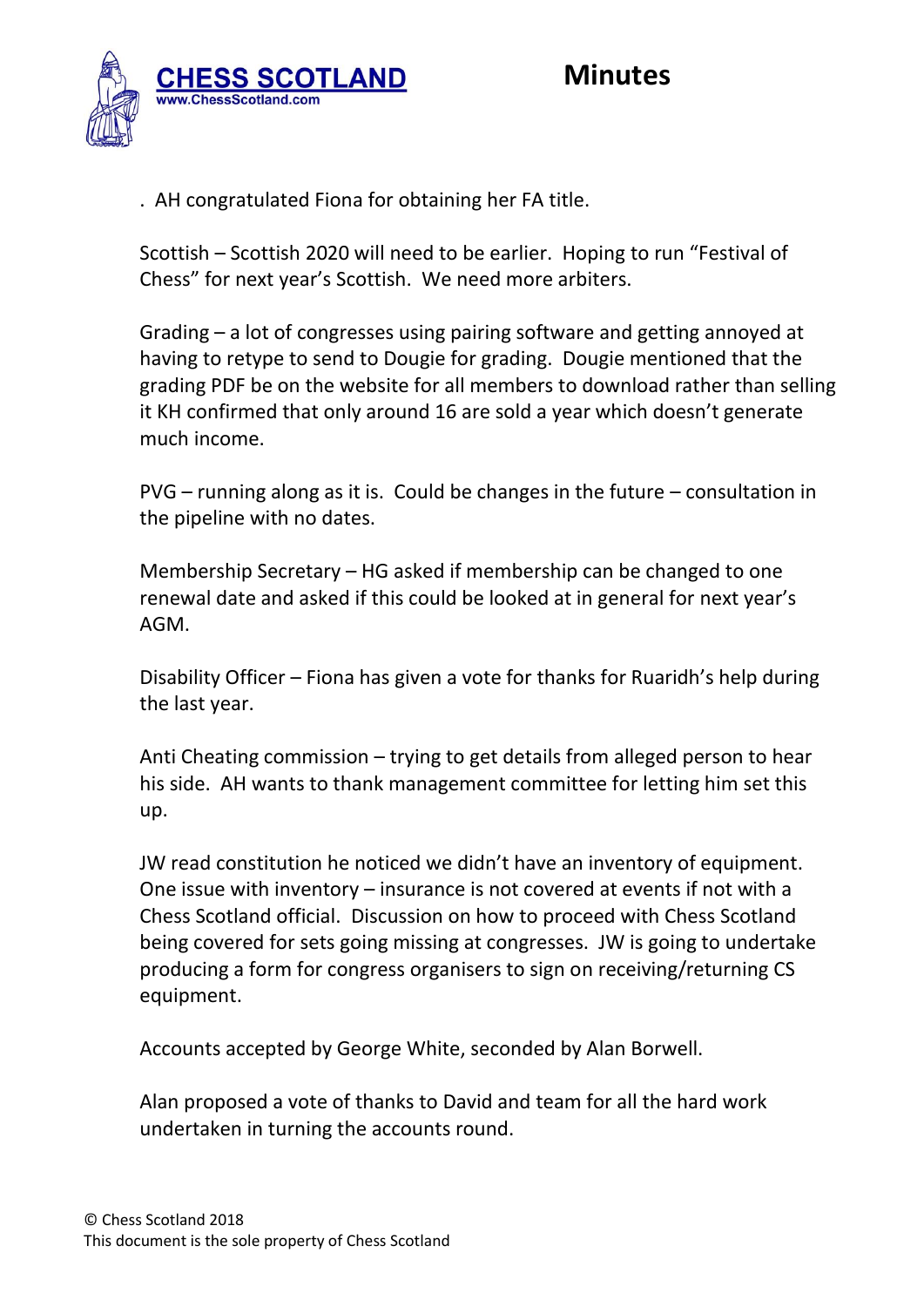. AH congratulated Fiona for obtaining her FA title.

Scottish – Scottish 2020 will need to be earlier. Hoping to run "Festival of Chess" for next year's Scottish. We need more arbiters.

Grading – a lot of congresses using pairing software and getting annoyed at having to retype to send to Dougie for grading. Dougie mentioned that the grading PDF be on the website for all members to download rather than selling it KH confirmed that only around 16 are sold a year which doesn't generate much income.

PVG – running along as it is. Could be changes in the future – consultation in the pipeline with no dates.

Membership Secretary – HG asked if membership can be changed to one renewal date and asked if this could be looked at in general for next year's AGM.

Disability Officer – Fiona has given a vote for thanks for Ruaridh's help during the last year.

Anti Cheating commission – trying to get details from alleged person to hear his side. AH wants to thank management committee for letting him set this up.

JW read constitution he noticed we didn't have an inventory of equipment. One issue with inventory – insurance is not covered at events if not with a Chess Scotland official. Discussion on how to proceed with Chess Scotland being covered for sets going missing at congresses. JW is going to undertake producing a form for congress organisers to sign on receiving/returning CS equipment.

Accounts accepted by George White, seconded by Alan Borwell.

Alan proposed a vote of thanks to David and team for all the hard work undertaken in turning the accounts round.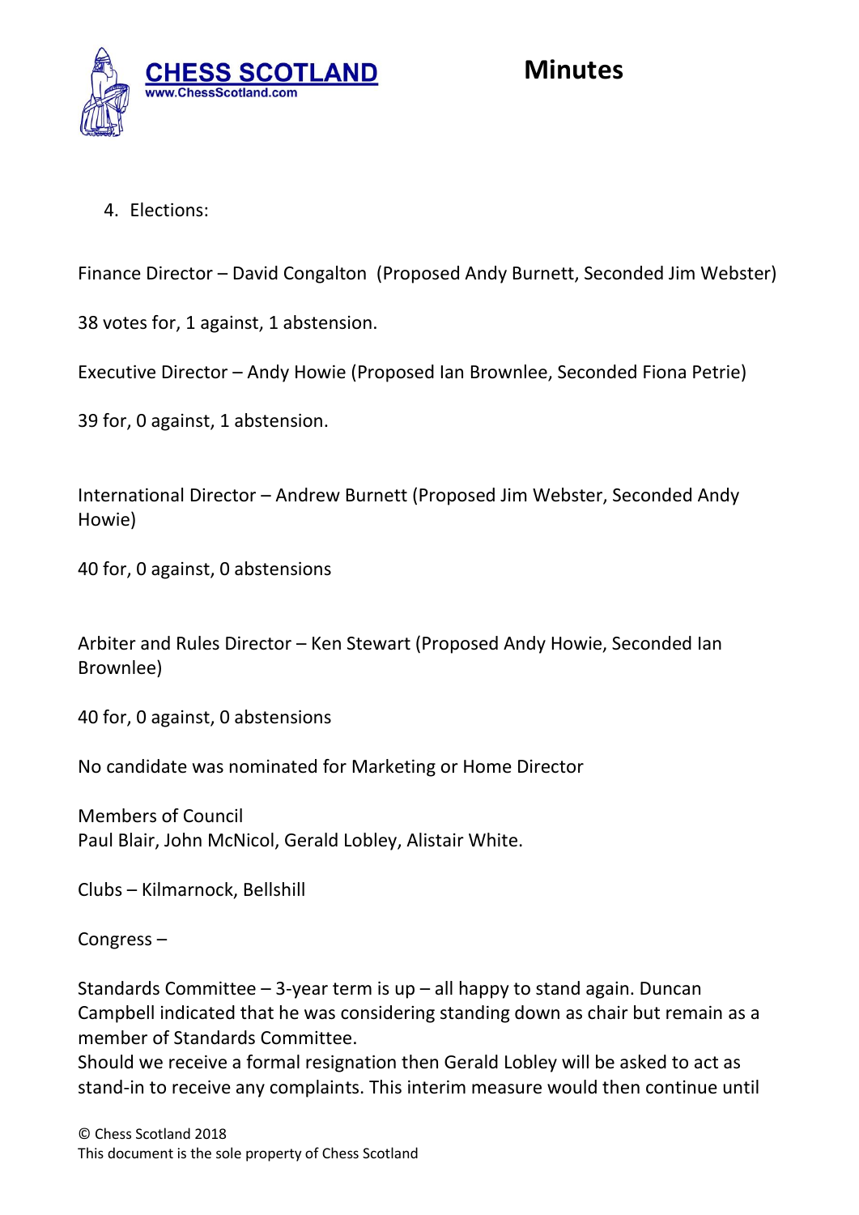4. Elections:

Finance Director – David Congalton (Proposed Andy Burnett, Seconded Jim Webster)

38 votes for, 1 against, 1 abstension.

Executive Director – Andy Howie (Proposed Ian Brownlee, Seconded Fiona Petrie)

39 for, 0 against, 1 abstension.

International Director – Andrew Burnett (Proposed Jim Webster, Seconded Andy Howie)

40 for, 0 against, 0 abstensions

Arbiter and Rules Director – Ken Stewart (Proposed Andy Howie, Seconded Ian Brownlee)

40 for, 0 against, 0 abstensions

No candidate was nominated for Marketing or Home Director

Members of Council
Paul Blair, John McNicol, Gerald Lobley, Alistair White.

Clubs – Kilmarnock, Bellshill

Congress –

Standards Committee – 3-year term is up – all happy to stand again. Duncan Campbell indicated that he was considering standing down as chair but remain as a member of Standards Committee.
Should we receive a formal resignation then Gerald Lobley will be asked to act as stand-in to receive any complaints. This interim measure would then continue until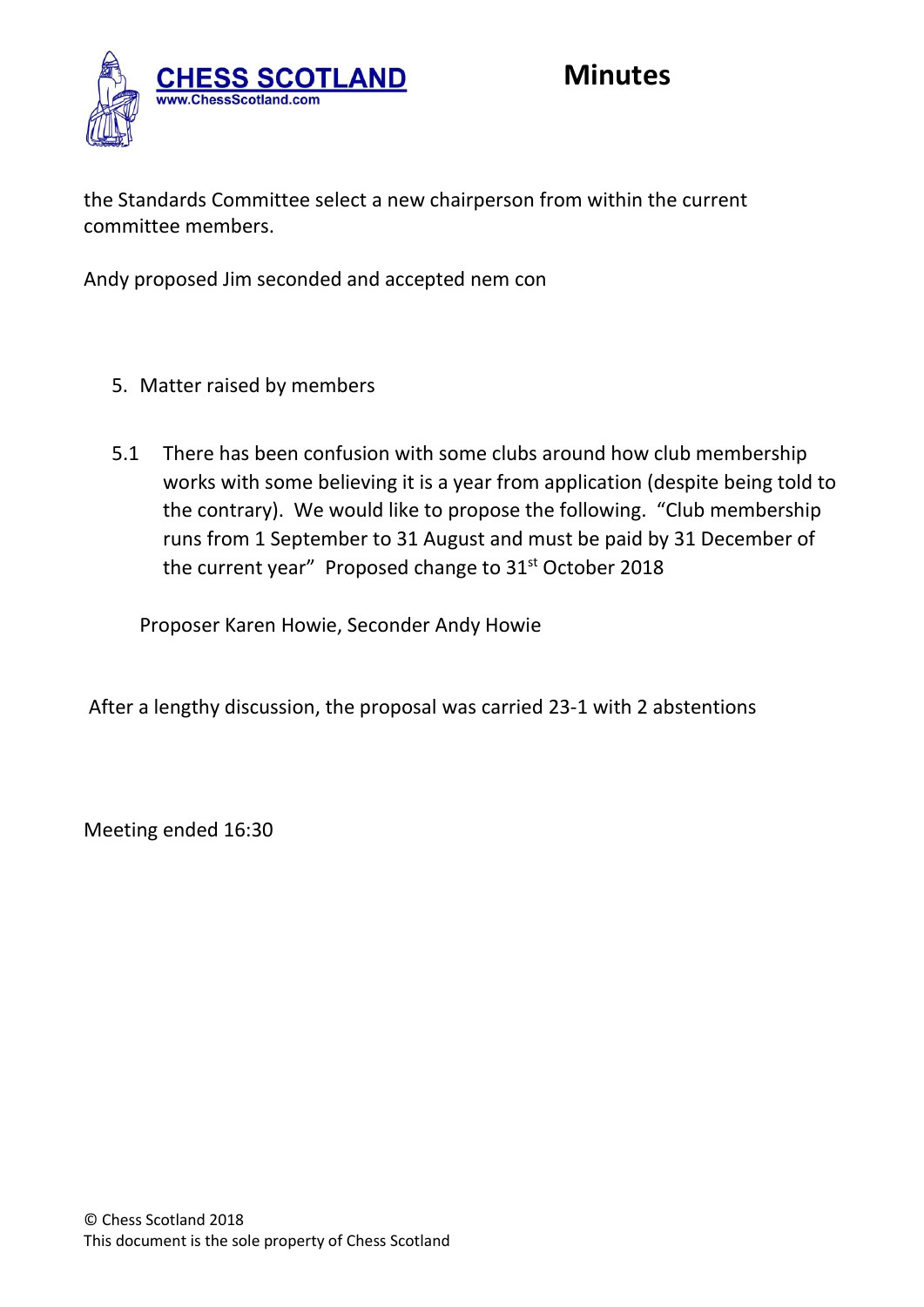the Standards Committee select a new chairperson from within the current committee members.

Andy proposed Jim seconded and accepted nem con

5. Matter raised by members

5.1 There has been confusion with some clubs around how club membership works with some believing it is a year from application (despite being told to the contrary). We would like to propose the following. "Club membership runs from 1 September to 31 August and must be paid by 31 December of the current year" Proposed change to 31st October 2018

Proposer Karen Howie, Seconder Andy Howie

After a lengthy discussion, the proposal was carried 23-1 with 2 abstentions

Meeting ended 16:30

© Chess Scotland 2018
This document is the sole property of Chess Scotland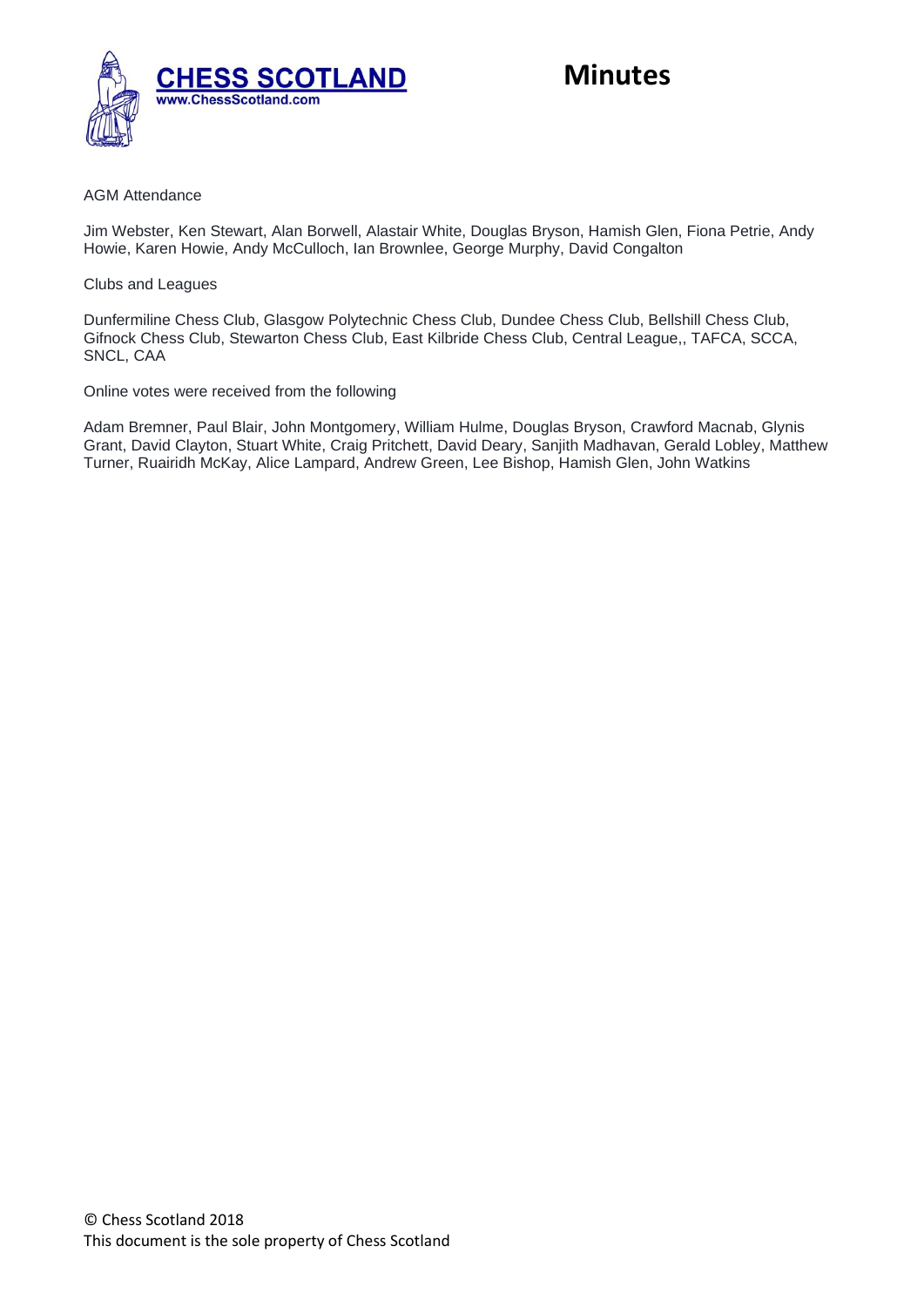AGM Attendance

Jim Webster, Ken Stewart, Alan Borwell, Alastair White, Douglas Bryson, Hamish Glen, Fiona Petrie, Andy Howie, Karen Howie, Andy McCulloch, Ian Brownlee, George Murphy, David Congalton

Clubs and Leagues

Dunfermiline Chess Club, Glasgow Polytechnic Chess Club, Dundee Chess Club, Bellshill Chess Club, Gifnock Chess Club, Stewarton Chess Club, East Kilbride Chess Club, Central League,, TAFCA, SCCA, SNCL, CAA

Online votes were received from the following

Adam Bremner, Paul Blair, John Montgomery, William Hulme, Douglas Bryson, Crawford Macnab, Glynis Grant, David Clayton, Stuart White, Craig Pritchett, David Deary, Sanjith Madhavan, Gerald Lobley, Matthew Turner, Ruairidh McKay, Alice Lampard, Andrew Green, Lee Bishop, Hamish Glen, John Watkins